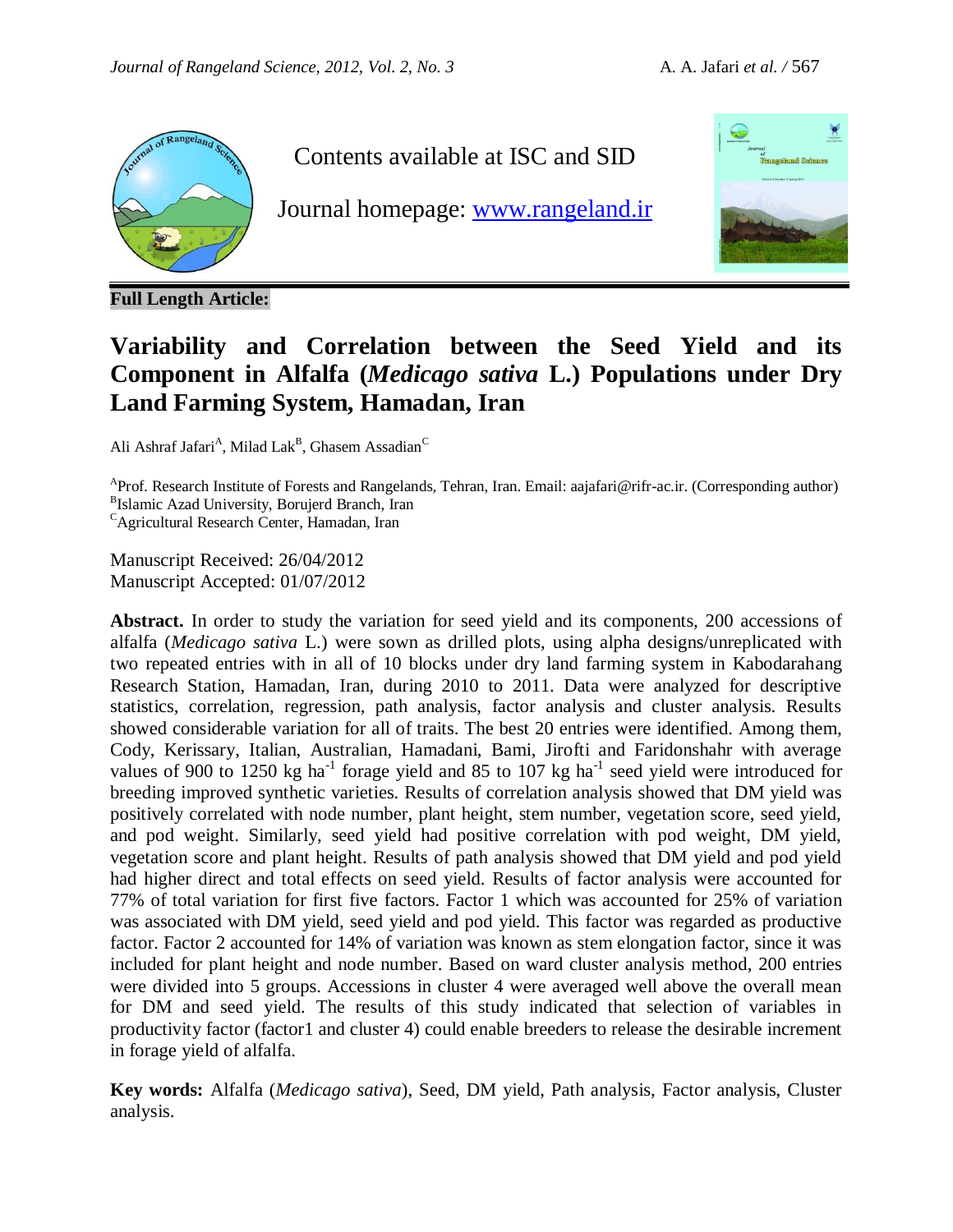Contents available at ISC and SID

Journal homepage: [www.rangeland.ir](http://www.rangeland.ir)

**Full Length Article:**

# Variability and Correlation between the Seed Yield and its Component in Alfalfa (*Medicago sativa* L.) Populations under Dry Land Farming System, Hamadan, Iran

Ali Ashraf Jafari[A], Milad Lak[B], Ghasem Assadian[C]

[A]Prof. Research Institute of Forests and Rangelands, Tehran, Iran. Email: aajafari@rifr-ac.ir. (Corresponding author)
[B]Islamic Azad University, Borujerd Branch, Iran
[C]Agricultural Research Center, Hamadan, Iran

Manuscript Received: 26/04/2012
Manuscript Accepted: 01/07/2012

**Abstract.** In order to study the variation for seed yield and its components, 200 accessions of alfalfa (*Medicago sativa* L.) were sown as drilled plots, using alpha designs/unreplicated with two repeated entries with in all of 10 blocks under dry land farming system in Kabodarahang Research Station, Hamadan, Iran, during 2010 to 2011. Data were analyzed for descriptive statistics, correlation, regression, path analysis, factor analysis and cluster analysis. Results showed considerable variation for all of traits. The best 20 entries were identified. Among them, Cody, Kerissary, Italian, Australian, Hamadani, Bami, Jirofti and Faridonshahr with average values of 900 to 1250 kg ha$^{-1}$ forage yield and 85 to 107 kg ha$^{-1}$ seed yield were introduced for breeding improved synthetic varieties. Results of correlation analysis showed that DM yield was positively correlated with node number, plant height, stem number, vegetation score, seed yield, and pod weight. Similarly, seed yield had positive correlation with pod weight, DM yield, vegetation score and plant height. Results of path analysis showed that DM yield and pod yield had higher direct and total effects on seed yield. Results of factor analysis were accounted for 77% of total variation for first five factors. Factor 1 which was accounted for 25% of variation was associated with DM yield, seed yield and pod yield. This factor was regarded as productive factor. Factor 2 accounted for 14% of variation was known as stem elongation factor, since it was included for plant height and node number. Based on ward cluster analysis method, 200 entries were divided into 5 groups. Accessions in cluster 4 were averaged well above the overall mean for DM and seed yield. The results of this study indicated that selection of variables in productivity factor (factor1 and cluster 4) could enable breeders to release the desirable increment in forage yield of alfalfa.

**Key words:** Alfalfa (*Medicago sativa*), Seed, DM yield, Path analysis, Factor analysis, Cluster analysis.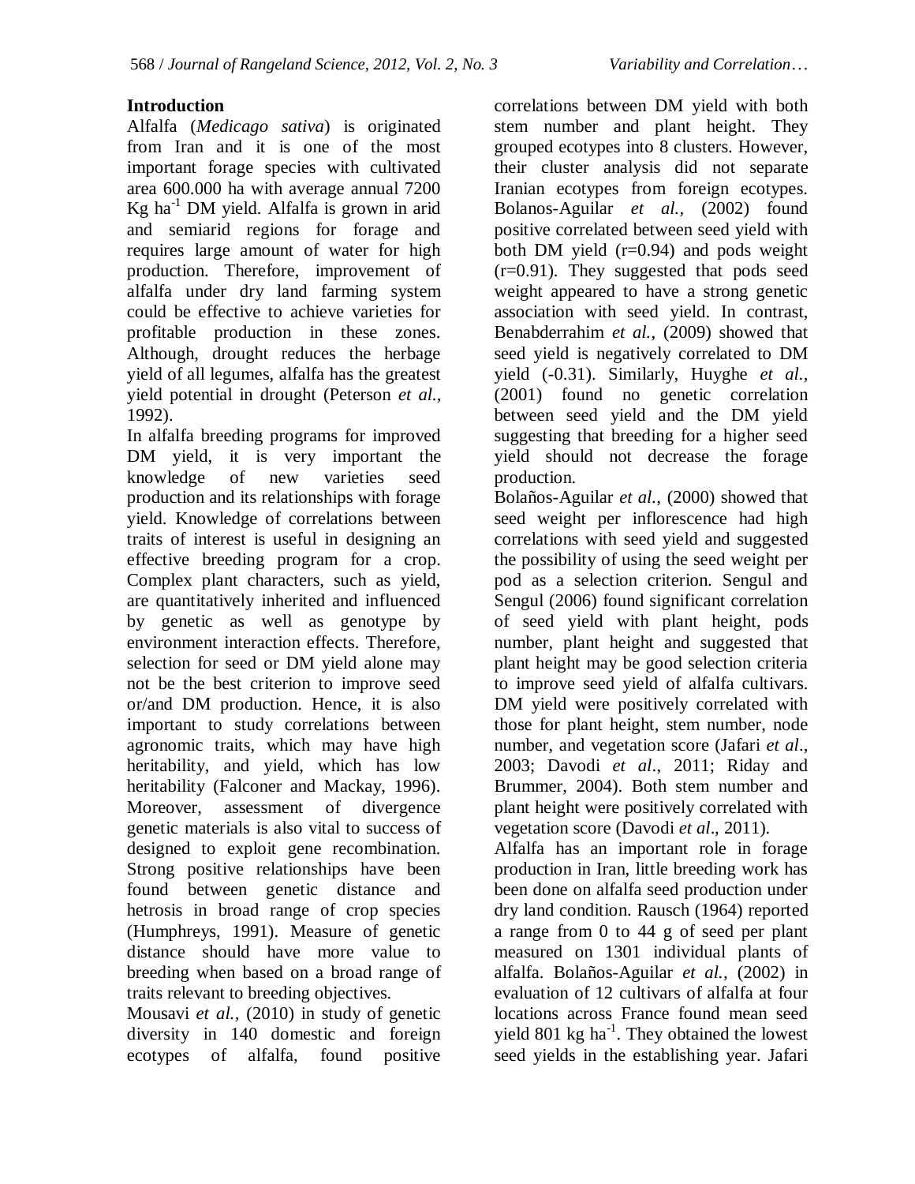## Introduction

Alfalfa (*Medicago sativa*) is originated from Iran and it is one of the most important forage species with cultivated area 600.000 ha with average annual 7200 Kg ha$^{-1}$ DM yield. Alfalfa is grown in arid and semiarid regions for forage and requires large amount of water for high production. Therefore, improvement of alfalfa under dry land farming system could be effective to achieve varieties for profitable production in these zones. Although, drought reduces the herbage yield of all legumes, alfalfa has the greatest yield potential in drought (Peterson *et al.,* 1992).

In alfalfa breeding programs for improved DM yield, it is very important the knowledge of new varieties seed production and its relationships with forage yield. Knowledge of correlations between traits of interest is useful in designing an effective breeding program for a crop. Complex plant characters, such as yield, are quantitatively inherited and influenced by genetic as well as genotype by environment interaction effects. Therefore, selection for seed or DM yield alone may not be the best criterion to improve seed or/and DM production. Hence, it is also important to study correlations between agronomic traits, which may have high heritability, and yield, which has low heritability (Falconer and Mackay, 1996). Moreover, assessment of divergence genetic materials is also vital to success of designed to exploit gene recombination. Strong positive relationships have been found between genetic distance and hetrosis in broad range of crop species (Humphreys, 1991). Measure of genetic distance should have more value to breeding when based on a broad range of traits relevant to breeding objectives.

Mousavi *et al.,* (2010) in study of genetic diversity in 140 domestic and foreign ecotypes of alfalfa, found positive correlations between DM yield with both stem number and plant height. They grouped ecotypes into 8 clusters. However, their cluster analysis did not separate Iranian ecotypes from foreign ecotypes. Bolanos-Aguilar *et al.,* (2002) found positive correlated between seed yield with both DM yield (r=0.94) and pods weight (r=0.91). They suggested that pods seed weight appeared to have a strong genetic association with seed yield. In contrast, Benabderrahim *et al.,* (2009) showed that seed yield is negatively correlated to DM yield (-0.31). Similarly, Huyghe *et al.,* (2001) found no genetic correlation between seed yield and the DM yield suggesting that breeding for a higher seed yield should not decrease the forage production.

Bolaños-Aguilar *et al.,* (2000) showed that seed weight per inflorescence had high correlations with seed yield and suggested the possibility of using the seed weight per pod as a selection criterion. Sengul and Sengul (2006) found significant correlation of seed yield with plant height, pods number, plant height and suggested that plant height may be good selection criteria to improve seed yield of alfalfa cultivars. DM yield were positively correlated with those for plant height, stem number, node number, and vegetation score (Jafari *et al*., 2003; Davodi *et al*., 2011; Riday and Brummer, 2004). Both stem number and plant height were positively correlated with vegetation score (Davodi *et al*., 2011).

Alfalfa has an important role in forage production in Iran, little breeding work has been done on alfalfa seed production under dry land condition. Rausch (1964) reported a range from 0 to 44 g of seed per plant measured on 1301 individual plants of alfalfa. Bolaños-Aguilar *et al.,* (2002) in evaluation of 12 cultivars of alfalfa at four locations across France found mean seed yield 801 kg ha$^{-1}$. They obtained the lowest seed yields in the establishing year. Jafari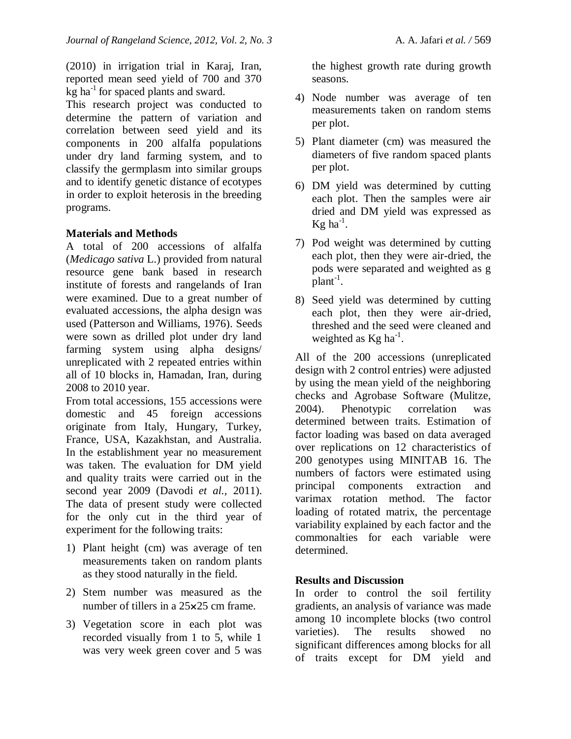(2010) in irrigation trial in Karaj, Iran, reported mean seed yield of 700 and 370 kg $ha^{-1}$ for spaced plants and sward.

This research project was conducted to determine the pattern of variation and correlation between seed yield and its components in 200 alfalfa populations under dry land farming system, and to classify the germplasm into similar groups and to identify genetic distance of ecotypes in order to exploit heterosis in the breeding programs.

## Materials and Methods

A total of 200 accessions of alfalfa (*Medicago sativa* L.) provided from natural resource gene bank based in research institute of forests and rangelands of Iran were examined. Due to a great number of evaluated accessions, the alpha design was used (Patterson and Williams, 1976). Seeds were sown as drilled plot under dry land farming system using alpha designs/ unreplicated with 2 repeated entries within all of 10 blocks in, Hamadan, Iran, during 2008 to 2010 year.

From total accessions, 155 accessions were domestic and 45 foreign accessions originate from Italy, Hungary, Turkey, France, USA, Kazakhstan, and Australia. In the establishment year no measurement was taken. The evaluation for DM yield and quality traits were carried out in the second year 2009 (Davodi *et al.*, 2011). The data of present study were collected for the only cut in the third year of experiment for the following traits:

1) Plant height (cm) was average of ten measurements taken on random plants as they stood naturally in the field.
2) Stem number was measured as the number of tillers in a 25×25 cm frame.
3) Vegetation score in each plot was recorded visually from 1 to 5, while 1 was very week green cover and 5 was the highest growth rate during growth seasons.
4) Node number was average of ten measurements taken on random stems per plot.
5) Plant diameter (cm) was measured the diameters of five random spaced plants per plot.
6) DM yield was determined by cutting each plot. Then the samples were air dried and DM yield was expressed as Kg $ha^{-1}$.
7) Pod weight was determined by cutting each plot, then they were air-dried, the pods were separated and weighted as g $plant^{-1}$.
8) Seed yield was determined by cutting each plot, then they were air-dried, threshed and the seed were cleaned and weighted as Kg $ha^{-1}$.

All of the 200 accessions (unreplicated design with 2 control entries) were adjusted by using the mean yield of the neighboring checks and Agrobase Software (Mulitze, 2004). Phenotypic correlation was determined between traits. Estimation of factor loading was based on data averaged over replications on 12 characteristics of 200 genotypes using MINITAB 16. The numbers of factors were estimated using principal components extraction and varimax rotation method. The factor loading of rotated matrix, the percentage variability explained by each factor and the commonalties for each variable were determined.

## Results and Discussion

In order to control the soil fertility gradients, an analysis of variance was made among 10 incomplete blocks (two control varieties). The results showed no significant differences among blocks for all of traits except for DM yield and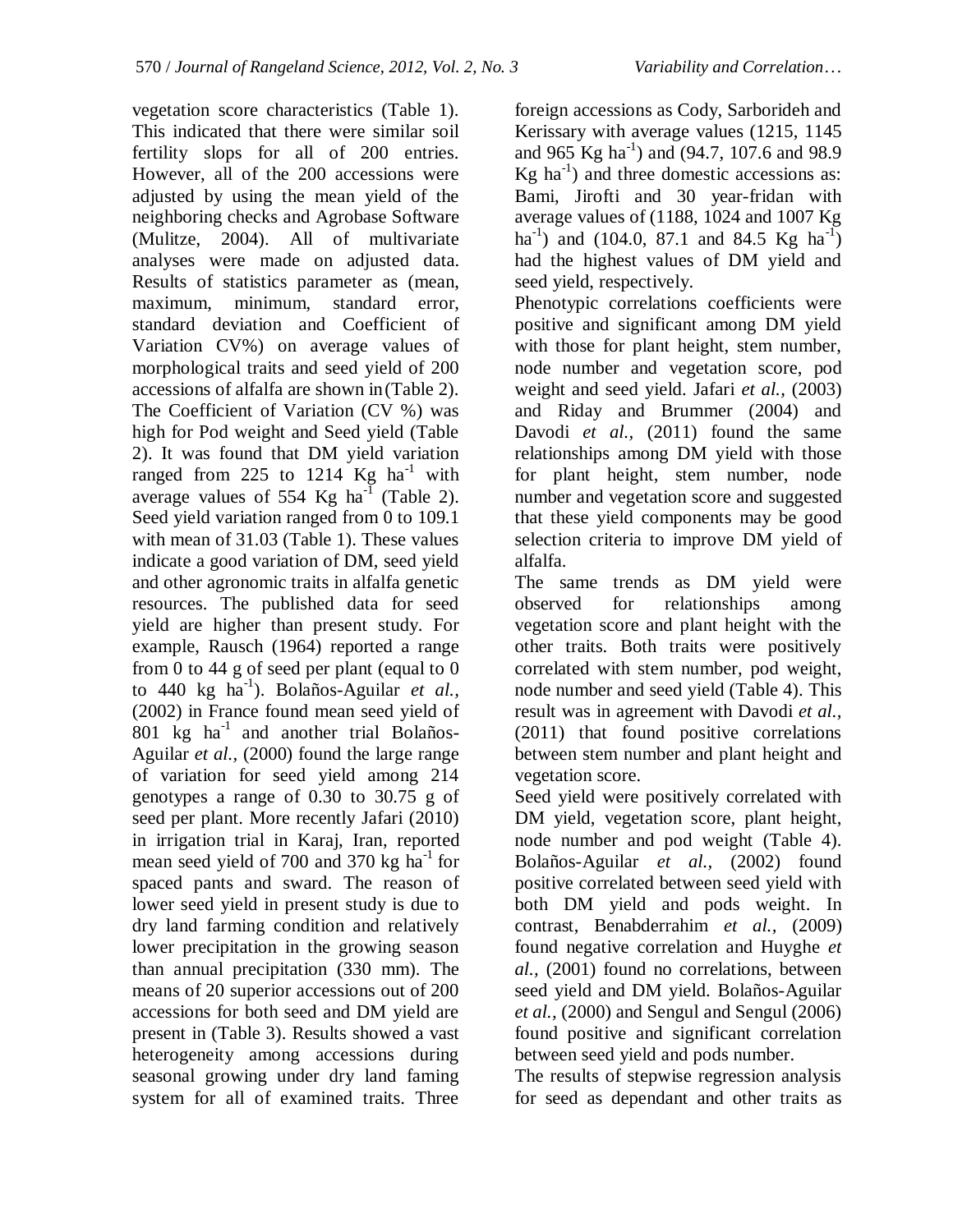vegetation score characteristics (Table 1). This indicated that there were similar soil fertility slops for all of 200 entries. However, all of the 200 accessions were adjusted by using the mean yield of the neighboring checks and Agrobase Software (Mulitze, 2004). All of multivariate analyses were made on adjusted data. Results of statistics parameter as (mean, maximum, minimum, standard error, standard deviation and Coefficient of Variation CV%) on average values of morphological traits and seed yield of 200 accessions of alfalfa are shown in (Table 2). The Coefficient of Variation (CV %) was high for Pod weight and Seed yield (Table 2). It was found that DM yield variation ranged from 225 to 1214 Kg $ha^{-1}$ with average values of 554 Kg $ha^{-1}$ (Table 2). Seed yield variation ranged from 0 to 109.1 with mean of 31.03 (Table 1). These values indicate a good variation of DM, seed yield and other agronomic traits in alfalfa genetic resources. The published data for seed yield are higher than present study. For example, Rausch (1964) reported a range from 0 to 44 g of seed per plant (equal to 0 to 440 kg $ha^{-1}$). Bolaños-Aguilar *et al.,* (2002) in France found mean seed yield of 801 kg $ha^{-1}$ and another trial Bolaños-Aguilar *et al.,* (2000) found the large range of variation for seed yield among 214 genotypes a range of 0.30 to 30.75 g of seed per plant. More recently Jafari (2010) in irrigation trial in Karaj, Iran, reported mean seed yield of 700 and 370 kg $ha^{-1}$ for spaced pants and sward. The reason of lower seed yield in present study is due to dry land farming condition and relatively lower precipitation in the growing season than annual precipitation (330 mm). The means of 20 superior accessions out of 200 accessions for both seed and DM yield are present in (Table 3). Results showed a vast heterogeneity among accessions during seasonal growing under dry land faming system for all of examined traits. Three foreign accessions as Cody, Sarborideh and Kerissary with average values (1215, 1145 and 965 Kg $ha^{-1}$) and (94.7, 107.6 and 98.9 Kg $ha^{-1}$) and three domestic accessions as: Bami, Jirofti and 30 year-fridan with average values of (1188, 1024 and 1007 Kg $ha^{-1}$) and (104.0, 87.1 and 84.5 Kg $ha^{-1}$) had the highest values of DM yield and seed yield, respectively.

Phenotypic correlations coefficients were positive and significant among DM yield with those for plant height, stem number, node number and vegetation score, pod weight and seed yield. Jafari *et al.,* (2003) and Riday and Brummer (2004) and Davodi *et al.,* (2011) found the same relationships among DM yield with those for plant height, stem number, node number and vegetation score and suggested that these yield components may be good selection criteria to improve DM yield of alfalfa.

The same trends as DM yield were observed for relationships among vegetation score and plant height with the other traits. Both traits were positively correlated with stem number, pod weight, node number and seed yield (Table 4). This result was in agreement with Davodi *et al.,* (2011) that found positive correlations between stem number and plant height and vegetation score.

Seed yield were positively correlated with DM yield, vegetation score, plant height, node number and pod weight (Table 4). Bolaños-Aguilar *et al.,* (2002) found positive correlated between seed yield with both DM yield and pods weight. In contrast, Benabderrahim *et al.,* (2009) found negative correlation and Huyghe *et al.,* (2001) found no correlations, between seed yield and DM yield. Bolaños-Aguilar *et al.,* (2000) and Sengul and Sengul (2006) found positive and significant correlation between seed yield and pods number.

The results of stepwise regression analysis for seed as dependant and other traits as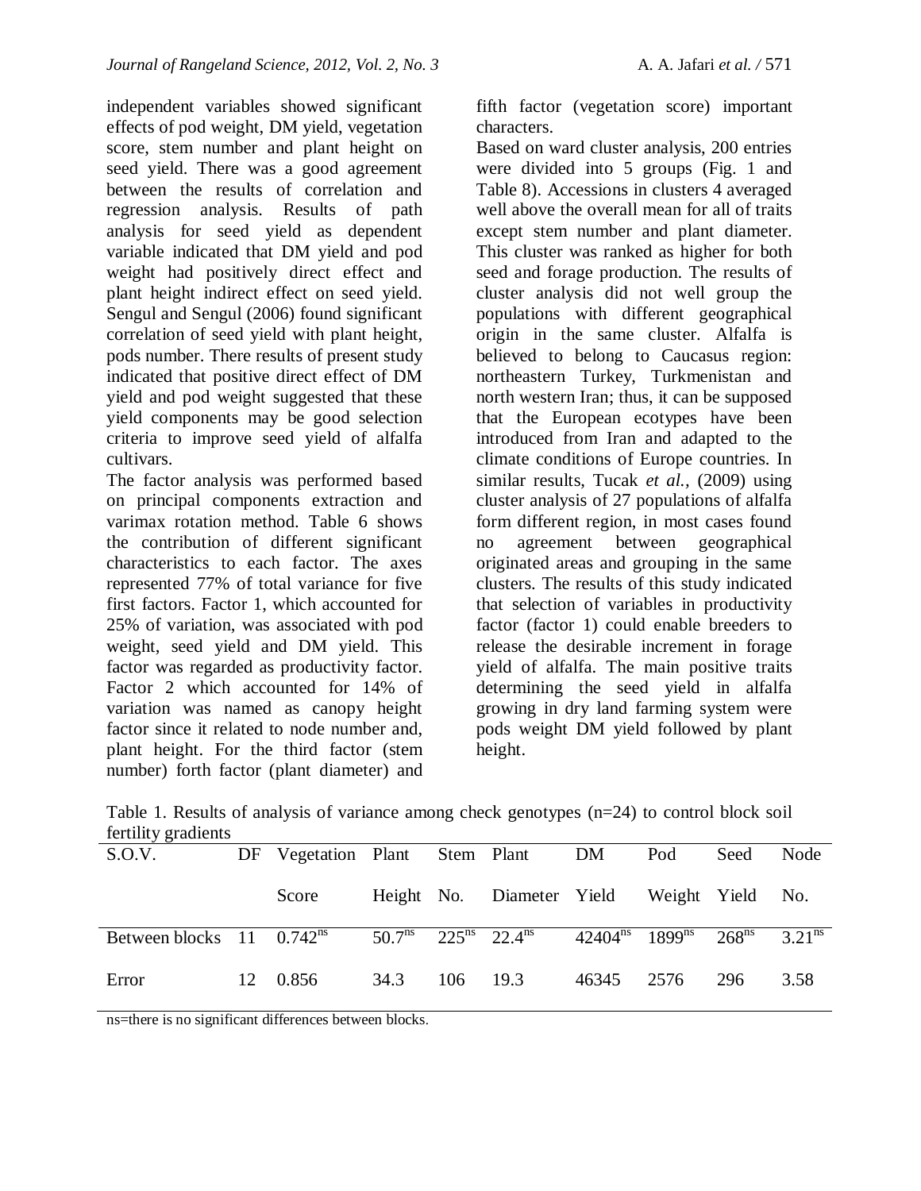independent variables showed significant effects of pod weight, DM yield, vegetation score, stem number and plant height on seed yield. There was a good agreement between the results of correlation and regression analysis. Results of path analysis for seed yield as dependent variable indicated that DM yield and pod weight had positively direct effect and plant height indirect effect on seed yield. Sengul and Sengul (2006) found significant correlation of seed yield with plant height, pods number. There results of present study indicated that positive direct effect of DM yield and pod weight suggested that these yield components may be good selection criteria to improve seed yield of alfalfa cultivars.

The factor analysis was performed based on principal components extraction and varimax rotation method. Table 6 shows the contribution of different significant characteristics to each factor. The axes represented 77% of total variance for five first factors. Factor 1, which accounted for 25% of variation, was associated with pod weight, seed yield and DM yield. This factor was regarded as productivity factor. Factor 2 which accounted for 14% of variation was named as canopy height factor since it related to node number and, plant height. For the third factor (stem number) forth factor (plant diameter) and fifth factor (vegetation score) important characters.

Based on ward cluster analysis, 200 entries were divided into 5 groups (Fig. 1 and Table 8). Accessions in clusters 4 averaged well above the overall mean for all of traits except stem number and plant diameter. This cluster was ranked as higher for both seed and forage production. The results of cluster analysis did not well group the populations with different geographical origin in the same cluster. Alfalfa is believed to belong to Caucasus region: northeastern Turkey, Turkmenistan and north western Iran; thus, it can be supposed that the European ecotypes have been introduced from Iran and adapted to the climate conditions of Europe countries. In similar results, Tucak *et al.*, (2009) using cluster analysis of 27 populations of alfalfa form different region, in most cases found no agreement between geographical originated areas and grouping in the same clusters. The results of this study indicated that selection of variables in productivity factor (factor 1) could enable breeders to release the desirable increment in forage yield of alfalfa. The main positive traits determining the seed yield in alfalfa growing in dry land farming system were pods weight DM yield followed by plant height.

Table 1. Results of analysis of variance among check genotypes (n=24) to control block soil fertility gradients

| S.O.V. | DF | Vegetation Score | Plant Height | Stem No. | Plant Diameter | DM Yield | Pod Weight | Seed Yield | Node No. |
|---|---|---|---|---|---|---|---|---|---|
| Between blocks | 11 | $0.742^{ns}$ | $50.7^{ns}$ | $225^{ns}$ | $22.4^{ns}$ | $42404^{ns}$ | $1899^{ns}$ | $268^{ns}$ | $3.21^{ns}$ |
| Error | 12 | 0.856 | 34.3 | 106 | 19.3 | 46345 | 2576 | 296 | 3.58 |

ns=there is no significant differences between blocks.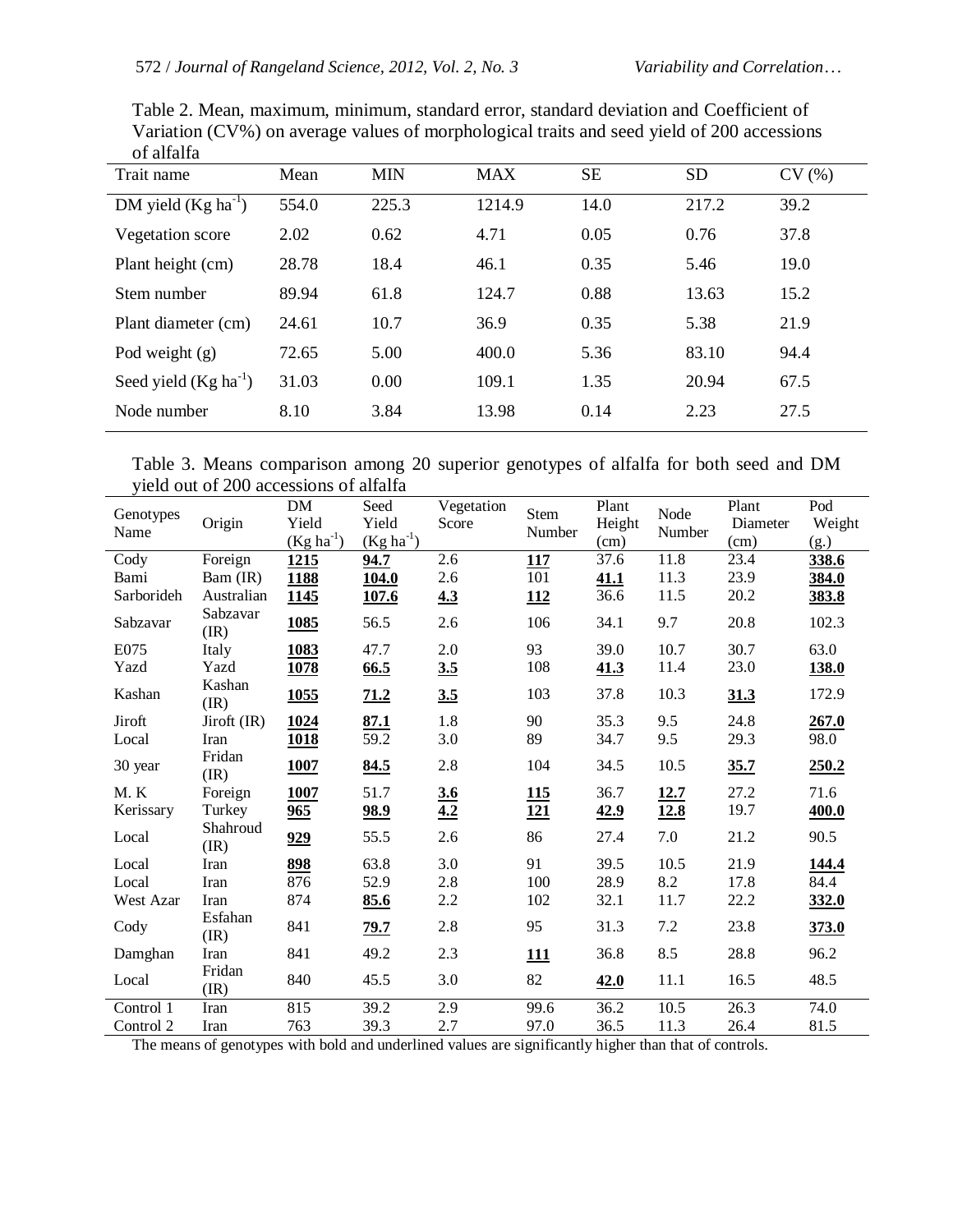Table 2. Mean, maximum, minimum, standard error, standard deviation and Coefficient of Variation (CV%) on average values of morphological traits and seed yield of 200 accessions of alfalfa

| Trait name | Mean | MIN | MAX | SE | SD | CV (%) |
|---|---|---|---|---|---|---|
| DM yield (Kg $ha^{-1}$) | 554.0 | 225.3 | 1214.9 | 14.0 | 217.2 | 39.2 |
| Vegetation score | 2.02 | 0.62 | 4.71 | 0.05 | 0.76 | 37.8 |
| Plant height (cm) | 28.78 | 18.4 | 46.1 | 0.35 | 5.46 | 19.0 |
| Stem number | 89.94 | 61.8 | 124.7 | 0.88 | 13.63 | 15.2 |
| Plant diameter (cm) | 24.61 | 10.7 | 36.9 | 0.35 | 5.38 | 21.9 |
| Pod weight (g) | 72.65 | 5.00 | 400.0 | 5.36 | 83.10 | 94.4 |
| Seed yield (Kg $ha^{-1}$) | 31.03 | 0.00 | 109.1 | 1.35 | 20.94 | 67.5 |
| Node number | 8.10 | 3.84 | 13.98 | 0.14 | 2.23 | 27.5 |

Table 3. Means comparison among 20 superior genotypes of alfalfa for both seed and DM yield out of 200 accessions of alfalfa

| Genotypes Name | Origin | DM Yield (Kg $ha^{-1}$) | Seed Yield (Kg $ha^{-1}$) | Vegetation Score | Stem Number | Plant Height (cm) | Node Number | Plant Diameter (cm) | Pod Weight (g.) |
|---|---|---|---|---|---|---|---|---|---|
| Cody | Foreign | **1215** | **94.7** | 2.6 | **117** | 37.6 | 11.8 | 23.4 | **338.6** |
| Bami | Bam (IR) | **1188** | **104.0** | 2.6 | 101 | **41.1** | 11.3 | 23.9 | **384.0** |
| Sarborideh | Australian | **1145** | **107.6** | **4.3** | **112** | 36.6 | 11.5 | 20.2 | **383.8** |
| Sabzavar | Sabzavar (IR) | **1085** | 56.5 | 2.6 | 106 | 34.1 | 9.7 | 20.8 | 102.3 |
| E075 | Italy | **1083** | 47.7 | 2.0 | 93 | 39.0 | 10.7 | 30.7 | 63.0 |
| Yazd | Yazd | **1078** | **66.5** | **3.5** | 108 | **41.3** | 11.4 | 23.0 | **138.0** |
| Kashan | Kashan (IR) | **1055** | **71.2** | **3.5** | 103 | 37.8 | 10.3 | **31.3** | 172.9 |
| Jiroft | Jiroft (IR) | **1024** | **87.1** | 1.8 | 90 | 35.3 | 9.5 | 24.8 | **267.0** |
| Local | Iran | **1018** | 59.2 | 3.0 | 89 | 34.7 | 9.5 | 29.3 | 98.0 |
| 30 year | Fridan (IR) | **1007** | **84.5** | 2.8 | 104 | 34.5 | 10.5 | **35.7** | **250.2** |
| M. K | Foreign | **1007** | 51.7 | **3.6** | **115** | 36.7 | **12.7** | 27.2 | 71.6 |
| Kerissary | Turkey | **965** | **98.9** | **4.2** | **121** | **42.9** | **12.8** | 19.7 | **400.0** |
| Local | Shahroud (IR) | **929** | 55.5 | 2.6 | 86 | 27.4 | 7.0 | 21.2 | 90.5 |
| Local | Iran | **898** | 63.8 | 3.0 | 91 | 39.5 | 10.5 | 21.9 | **144.4** |
| Local | Iran | 876 | 52.9 | 2.8 | 100 | 28.9 | 8.2 | 17.8 | 84.4 |
| West Azar | Iran | 874 | **85.6** | 2.2 | 102 | 32.1 | 11.7 | 22.2 | **332.0** |
| Cody | Esfahan (IR) | 841 | **79.7** | 2.8 | 95 | 31.3 | 7.2 | 23.8 | **373.0** |
| Damghan | Iran | 841 | 49.2 | 2.3 | **111** | 36.8 | 8.5 | 28.8 | 96.2 |
| Local | Fridan (IR) | 840 | 45.5 | 3.0 | 82 | **42.0** | 11.1 | 16.5 | 48.5 |
| Control 1 | Iran | 815 | 39.2 | 2.9 | 99.6 | 36.2 | 10.5 | 26.3 | 74.0 |
| Control 2 | Iran | 763 | 39.3 | 2.7 | 97.0 | 36.5 | 11.3 | 26.4 | 81.5 |

The means of genotypes with bold and underlined values are significantly higher than that of controls.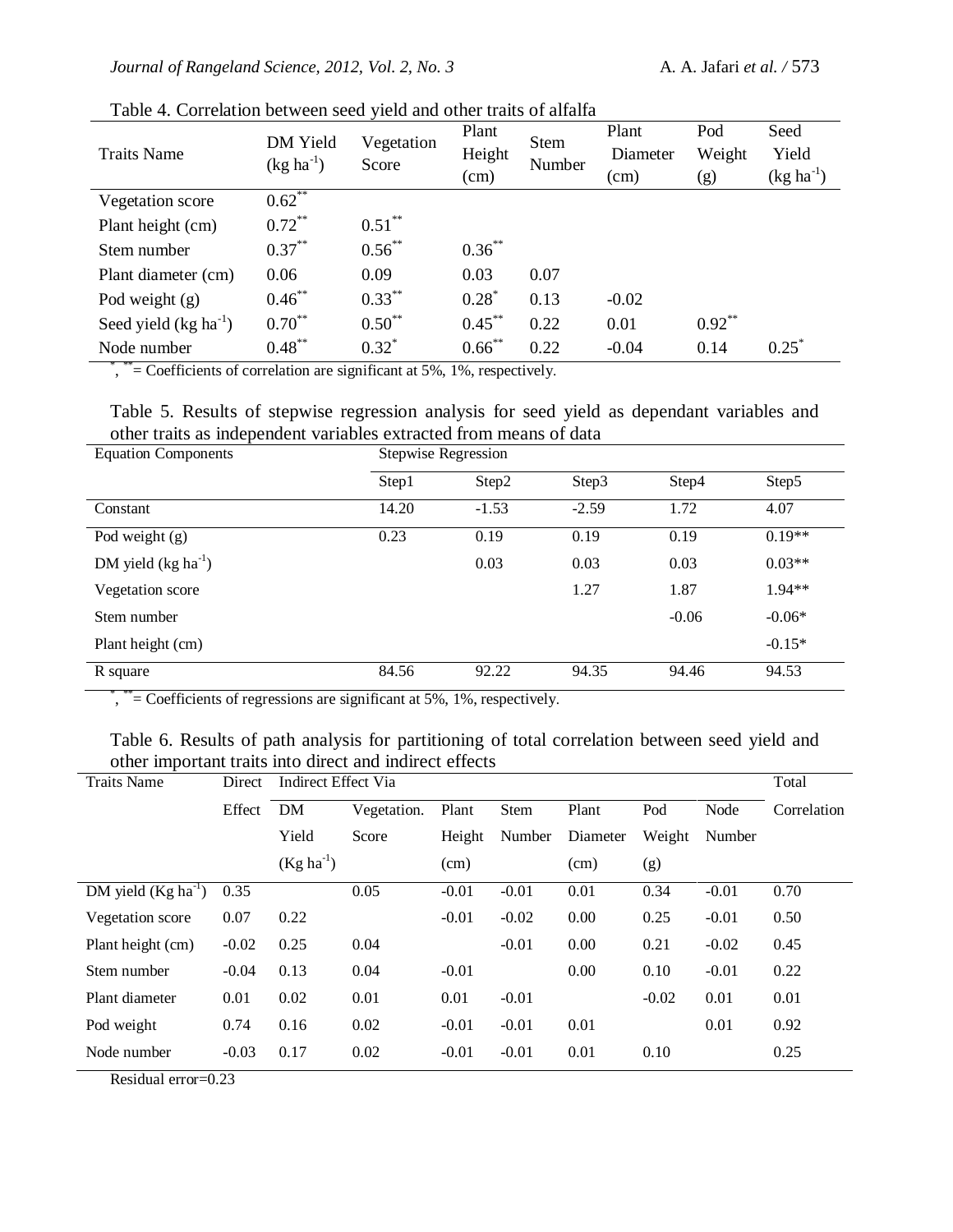Table 4. Correlation between seed yield and other traits of alfalfa

| Traits Name | DM Yield (kg ha$^{-1}$) | Vegetation Score | Plant Height (cm) | Stem Number | Plant Diameter (cm) | Pod Weight (g) | Seed Yield (kg ha$^{-1}$) |
|---|---|---|---|---|---|---|---|
| Vegetation score | 0.62** | | | | | | |
| Plant height (cm) | 0.72** | 0.51** | | | | | |
| Stem number | 0.37** | 0.56** | 0.36** | | | | |
| Plant diameter (cm) | 0.06 | 0.09 | 0.03 | 0.07 | | | |
| Pod weight (g) | 0.46** | 0.33** | 0.28* | 0.13 | -0.02 | | |
| Seed yield (kg ha$^{-1}$) | 0.70** | 0.50** | 0.45** | 0.22 | 0.01 | 0.92** | |
| Node number | 0.48** | 0.32* | 0.66** | 0.22 | -0.04 | 0.14 | 0.25* |

*, **= Coefficients of correlation are significant at 5%, 1%, respectively.

Table 5. Results of stepwise regression analysis for seed yield as dependant variables and other traits as independent variables extracted from means of data

| Equation Components | Stepwise Regression | | | | |
|---|---|---|---|---|---|
| | Step1 | Step2 | Step3 | Step4 | Step5 |
| Constant | 14.20 | -1.53 | -2.59 | 1.72 | 4.07 |
| Pod weight (g) | 0.23 | 0.19 | 0.19 | 0.19 | 0.19** |
| DM yield (kg ha$^{-1}$) | | 0.03 | 0.03 | 0.03 | 0.03** |
| Vegetation score | | | 1.27 | 1.87 | 1.94** |
| Stem number | | | | -0.06 | -0.06* |
| Plant height (cm) | | | | | -0.15* |
| R square | 84.56 | 92.22 | 94.35 | 94.46 | 94.53 |

*, **= Coefficients of regressions are significant at 5%, 1%, respectively.

Table 6. Results of path analysis for partitioning of total correlation between seed yield and other important traits into direct and indirect effects

| Traits Name | Direct Effect | Indirect Effect Via | | | | | | | Total Correlation |
|---|---|---|---|---|---|---|---|---|---|
| | | DM Yield (Kg ha$^{-1}$) | Vegetation. Score | Plant Height (cm) | Stem Number | Plant Diameter (cm) | Pod Weight (g) | Node Number | |
| DM yield (Kg ha$^{-1}$) | 0.35 | | 0.05 | -0.01 | -0.01 | 0.01 | 0.34 | -0.01 | 0.70 |
| Vegetation score | 0.07 | 0.22 | | -0.01 | -0.02 | 0.00 | 0.25 | -0.01 | 0.50 |
| Plant height (cm) | -0.02 | 0.25 | 0.04 | | -0.01 | 0.00 | 0.21 | -0.02 | 0.45 |
| Stem number | -0.04 | 0.13 | 0.04 | -0.01 | | 0.00 | 0.10 | -0.01 | 0.22 |
| Plant diameter | 0.01 | 0.02 | 0.01 | 0.01 | -0.01 | | -0.02 | 0.01 | 0.01 |
| Pod weight | 0.74 | 0.16 | 0.02 | -0.01 | -0.01 | 0.01 | | 0.01 | 0.92 |
| Node number | -0.03 | 0.17 | 0.02 | -0.01 | -0.01 | 0.01 | 0.10 | | 0.25 |

Residual error=0.23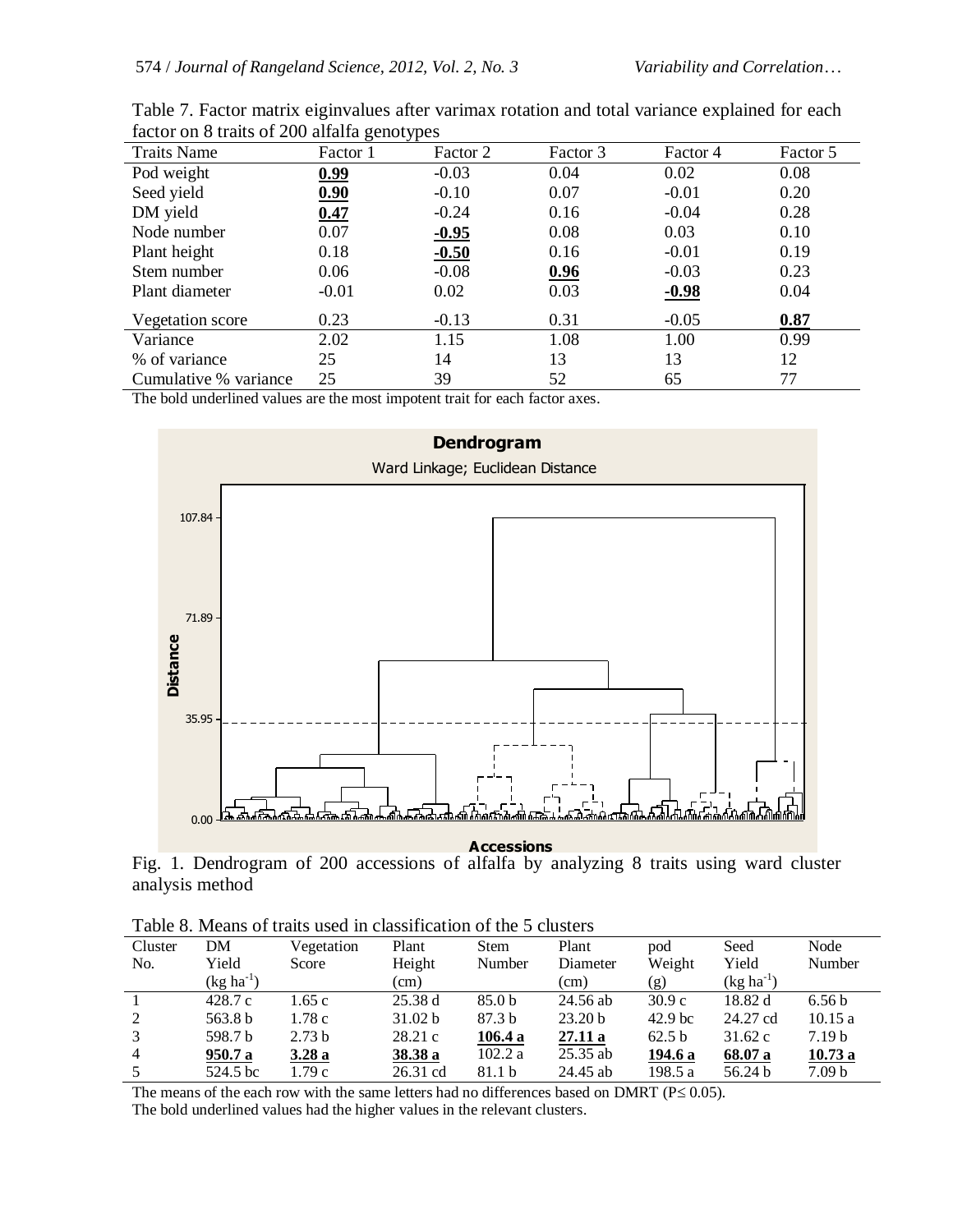Table 7. Factor matrix eiginvalues after varimax rotation and total variance explained for each factor on 8 traits of 200 alfalfa genotypes

| Traits Name | Factor 1 | Factor 2 | Factor 3 | Factor 4 | Factor 5 |
|---|---|---|---|---|---|
| Pod weight | **0.99** | -0.03 | 0.04 | 0.02 | 0.08 |
| Seed yield | **0.90** | -0.10 | 0.07 | -0.01 | 0.20 |
| DM yield | **0.47** | -0.24 | 0.16 | -0.04 | 0.28 |
| Node number | 0.07 | **-0.95** | 0.08 | 0.03 | 0.10 |
| Plant height | 0.18 | **-0.50** | 0.16 | -0.01 | 0.19 |
| Stem number | 0.06 | -0.08 | **0.96** | -0.03 | 0.23 |
| Plant diameter | -0.01 | 0.02 | 0.03 | **-0.98** | 0.04 |
| Vegetation score | 0.23 | -0.13 | 0.31 | -0.05 | **0.87** |
| Variance | 2.02 | 1.15 | 1.08 | 1.00 | 0.99 |
| % of variance | 25 | 14 | 13 | 13 | 12 |
| Cumulative % variance | 25 | 39 | 52 | 65 | 77 |

The bold underlined values are the most impotent trait for each factor axes.

Fig. 1. Dendrogram of 200 accessions of alfalfa by analyzing 8 traits using ward cluster analysis method

Table 8. Means of traits used in classification of the 5 clusters

| Cluster No. | DM Yield (kg ha$^{-1}$) | Vegetation Score | Plant Height (cm) | Stem Number | Plant Diameter (cm) | pod Weight (g) | Seed Yield (kg ha$^{-1}$) | Node Number |
|---|---|---|---|---|---|---|---|---|
| 1 | 428.7 c | 1.65 c | 25.38 d | 85.0 b | 24.56 ab | 30.9 c | 18.82 d | 6.56 b |
| 2 | 563.8 b | 1.78 c | 31.02 b | 87.3 b | 23.20 b | 42.9 bc | 24.27 cd | 10.15 a |
| 3 | 598.7 b | 2.73 b | 28.21 c | **106.4 a** | **27.11 a** | 62.5 b | 31.62 c | 7.19 b |
| 4 | **950.7 a** | **3.28 a** | **38.38 a** | 102.2 a | 25.35 ab | **194.6 a** | **68.07 a** | **10.73 a** |
| 5 | 524.5 bc | 1.79 c | 26.31 cd | 81.1 b | 24.45 ab | 198.5 a | 56.24 b | 7.09 b |

The means of the each row with the same letters had no differences based on DMRT ($P \leq 0.05$).
The bold underlined values had the higher values in the relevant clusters.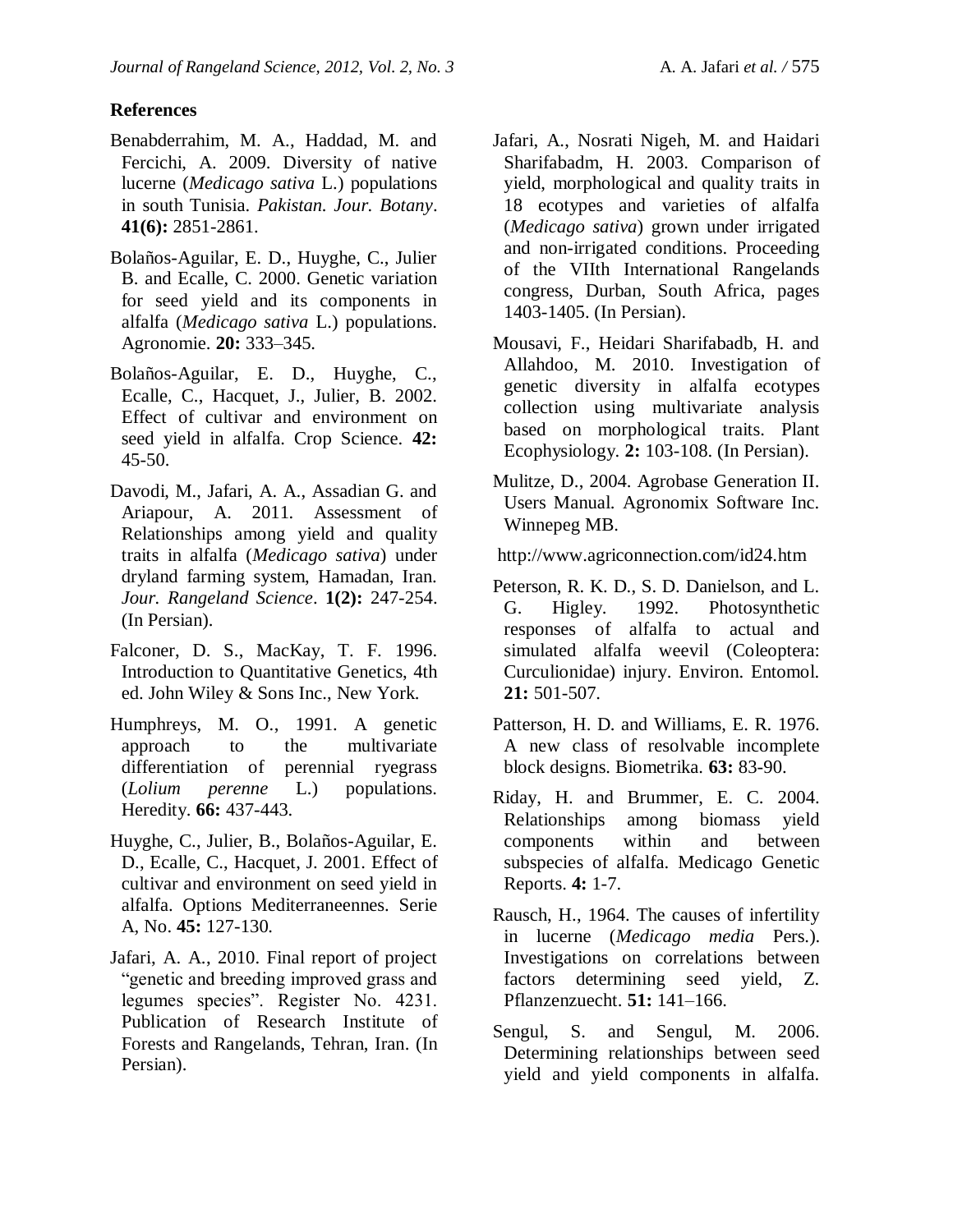**References**

Benabderrahim, M. A., Haddad, M. and Fercichi, A. 2009. Diversity of native lucerne (*Medicago sativa* L.) populations in south Tunisia. *Pakistan. Jour. Botany*. **41(6):** 2851-2861.

Bolaños-Aguilar, E. D., Huyghe, C., Julier B. and Ecalle, C. 2000. Genetic variation for seed yield and its components in alfalfa (*Medicago sativa* L.) populations. Agronomie. **20:** 333–345.

Bolaños-Aguilar, E. D., Huyghe, C., Ecalle, C., Hacquet, J., Julier, B. 2002. Effect of cultivar and environment on seed yield in alfalfa. Crop Science. **42:** 45-50.

Davodi, M., Jafari, A. A., Assadian G. and Ariapour, A. 2011. Assessment of Relationships among yield and quality traits in alfalfa (*Medicago sativa*) under dryland farming system, Hamadan, Iran. *Jour. Rangeland Science*. **1(2):** 247-254. (In Persian).

Falconer, D. S., MacKay, T. F. 1996. Introduction to Quantitative Genetics, 4th ed. John Wiley & Sons Inc., New York.

Humphreys, M. O., 1991. A genetic approach to the multivariate differentiation of perennial ryegrass (*Lolium perenne* L.) populations. Heredity. **66:** 437-443.

Huyghe, C., Julier, B., Bolaños-Aguilar, E. D., Ecalle, C., Hacquet, J. 2001. Effect of cultivar and environment on seed yield in alfalfa. Options Mediterraneennes. Serie A, No. **45:** 127-130.

Jafari, A. A., 2010. Final report of project "genetic and breeding improved grass and legumes species". Register No. 4231. Publication of Research Institute of Forests and Rangelands, Tehran, Iran. (In Persian).

Jafari, A., Nosrati Nigeh, M. and Haidari Sharifabadm, H. 2003. Comparison of yield, morphological and quality traits in 18 ecotypes and varieties of alfalfa (*Medicago sativa*) grown under irrigated and non-irrigated conditions. Proceeding of the VIIth International Rangelands congress, Durban, South Africa, pages 1403-1405. (In Persian).

Mousavi, F., Heidari Sharifabadb, H. and Allahdoo, M. 2010. Investigation of genetic diversity in alfalfa ecotypes collection using multivariate analysis based on morphological traits. Plant Ecophysiology. **2:** 103-108. (In Persian).

Mulitze, D., 2004. Agrobase Generation II. Users Manual. Agronomix Software Inc. Winnepeg MB.

http://www.agriconnection.com/id24.htm

Peterson, R. K. D., S. D. Danielson, and L. G. Higley. 1992. Photosynthetic responses of alfalfa to actual and simulated alfalfa weevil (Coleoptera: Curculionidae) injury. Environ. Entomol. **21:** 501-507.

Patterson, H. D. and Williams, E. R. 1976. A new class of resolvable incomplete block designs. Biometrika. **63:** 83-90.

Riday, H. and Brummer, E. C. 2004. Relationships among biomass yield components within and between subspecies of alfalfa. Medicago Genetic Reports. **4:** 1-7.

Rausch, H., 1964. The causes of infertility in lucerne (*Medicago media* Pers.). Investigations on correlations between factors determining seed yield, Z. Pflanzenzuecht. **51:** 141–166.

Sengul, S. and Sengul, M. 2006. Determining relationships between seed yield and yield components in alfalfa.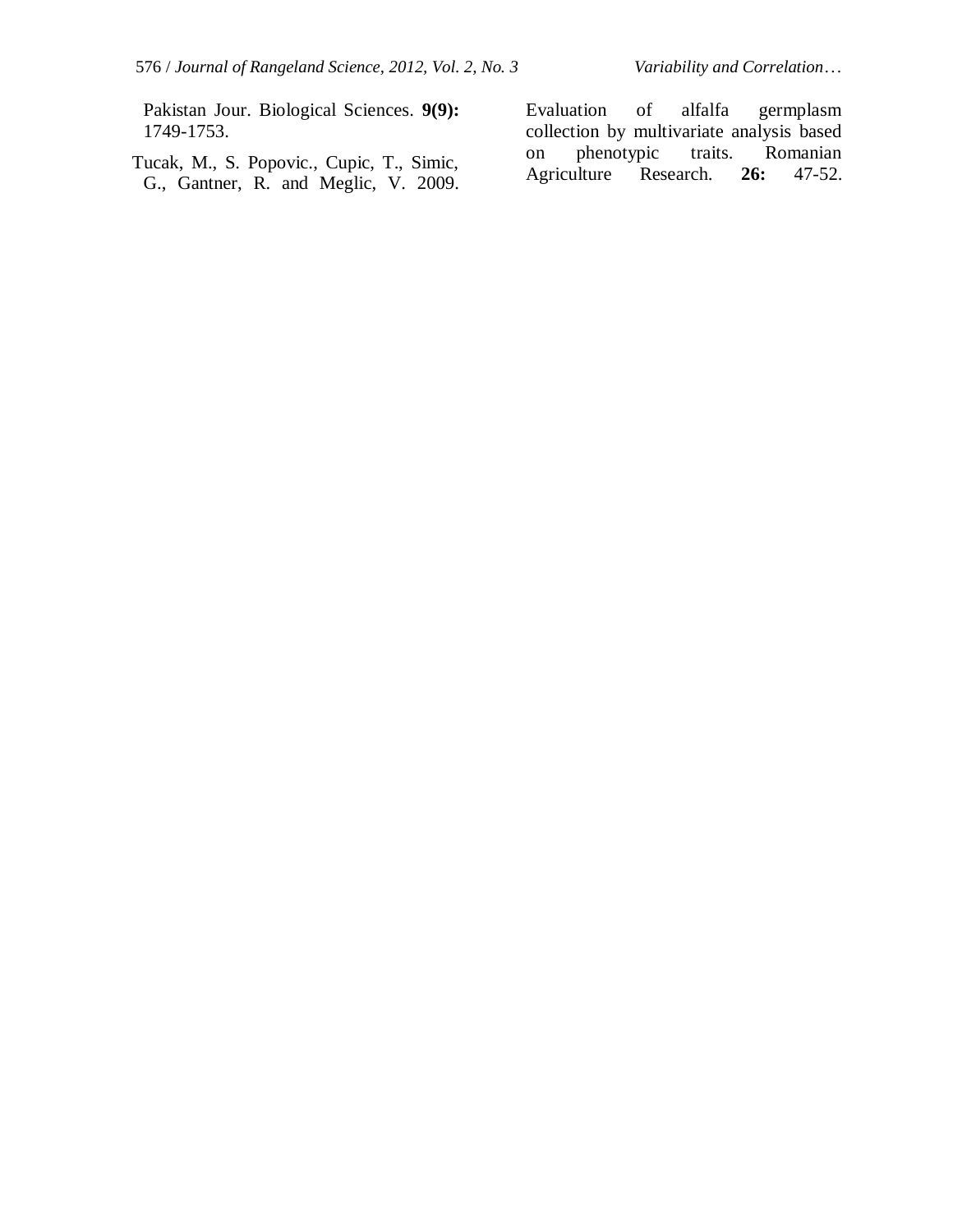Pakistan Jour. Biological Sciences. **9(9):** 1749-1753.

Tucak, M., S. Popovic., Cupic, T., Simic, G., Gantner, R. and Meglic, V. 2009. Evaluation of alfalfa germplasm collection by multivariate analysis based on phenotypic traits. Romanian Agriculture Research. **26:** 47-52.